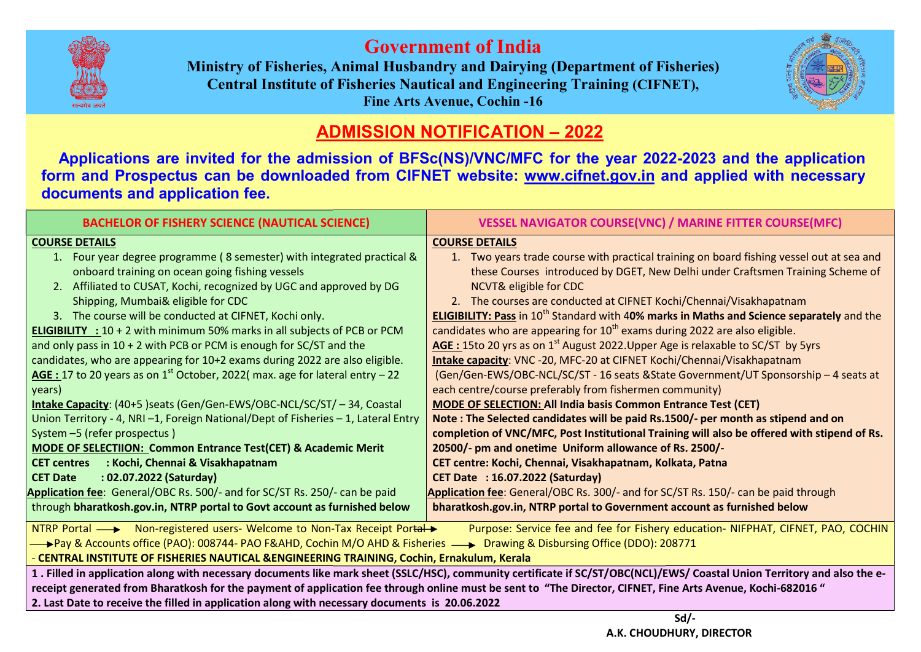# Government of India

**Ministry of Fisheries, Animal Husbandry and Dairying (Department of Fisheries)**
**Central Institute of Fisheries Nautical and Engineering Training (CIFNET),**
**Fine Arts Avenue, Cochin -16**

## ADMISSION NOTIFICATION – 2022

**Applications are invited for the admission of BFSc(NS)/VNC/MFC for the year 2022-2023 and the application form and Prospectus can be downloaded from CIFNET website: www.cifnet.gov.in and applied with necessary documents and application fee.**

### BACHELOR OF FISHERY SCIENCE (NAUTICAL SCIENCE)

**COURSE DETAILS**

1. Four year degree programme ( 8 semester) with integrated practical & onboard training on ocean going fishing vessels
2. Affiliated to CUSAT, Kochi, recognized by UGC and approved by DG Shipping, Mumbai& eligible for CDC
3. The course will be conducted at CIFNET, Kochi only.

**ELIGIBILITY :** 10 + 2 with minimum 50% marks in all subjects of PCB or PCM and only pass in 10 + 2 with PCB or PCM is enough for SC/ST and the candidates, who are appearing for 10+2 exams during 2022 are also eligible.

**AGE :** 17 to 20 years as on 1st October, 2022( max. age for lateral entry – 22 years)

**Intake Capacity**: (40+5 )seats (Gen/Gen-EWS/OBC-NCL/SC/ST/ – 34, Coastal Union Territory - 4, NRI –1, Foreign National/Dept of Fisheries – 1, Lateral Entry System –5 (refer prospectus )

**MODE OF SELECTIION: Common Entrance Test(CET) & Academic Merit**

**CET centres : Kochi, Chennai & Visakhapatnam**

**CET Date : 02.07.2022 (Saturday)**

**Application fee**: General/OBC Rs. 500/- and for SC/ST Rs. 250/- can be paid through **bharatkosh.gov.in, NTRP portal to Govt account as furnished below**

### VESSEL NAVIGATOR COURSE(VNC) / MARINE FITTER COURSE(MFC)

**COURSE DETAILS**

1. Two years trade course with practical training on board fishing vessel out at sea and these Courses introduced by DGET, New Delhi under Craftsmen Training Scheme of NCVT& eligible for CDC
2. The courses are conducted at CIFNET Kochi/Chennai/Visakhapatnam

**ELIGIBILITY: Pass** in 10th Standard with **40% marks in Maths and Science separately** and the candidates who are appearing for 10th exams during 2022 are also eligible.

**AGE :** 15to 20 yrs as on 1st August 2022.Upper Age is relaxable to SC/ST by 5yrs

**Intake capacity**: VNC -20, MFC-20 at CIFNET Kochi/Chennai/Visakhapatnam (Gen/Gen-EWS/OBC-NCL/SC/ST - 16 seats &State Government/UT Sponsorship – 4 seats at each centre/course preferably from fishermen community)

**MODE OF SELECTION: All India basis Common Entrance Test (CET)**

**Note : The Selected candidates will be paid Rs.1500/- per month as stipend and on completion of VNC/MFC, Post Institutional Training will also be offered with stipend of Rs. 20500/- pm and onetime Uniform allowance of Rs. 2500/-**

**CET centre: Kochi, Chennai, Visakhapatnam, Kolkata, Patna**

**CET Date : 16.07.2022 (Saturday)**

**Application fee**: General/OBC Rs. 300/- and for SC/ST Rs. 150/- can be paid through **bharatkosh.gov.in, NTRP portal to Government account as furnished below**

---

NTRP Portal → Non-registered users- Welcome to Non-Tax Receipt Portal → Purpose: Service fee and fee for Fishery education- NIFPHAT, CIFNET, PAO, COCHIN → Pay & Accounts office (PAO): 008744- PAO F&AHD, Cochin M/O AHD & Fisheries → Drawing & Disbursing Office (DDO): 208771 - **CENTRAL INSTITUTE OF FISHERIES NAUTICAL &ENGINEERING TRAINING, Cochin, Ernakulum, Kerala**

**1 . Filled in application along with necessary documents like mark sheet (SSLC/HSC), community certificate if SC/ST/OBC(NCL)/EWS/ Coastal Union Territory and also the e-receipt generated from Bharatkosh for the payment of application fee through online must be sent to "The Director, CIFNET, Fine Arts Avenue, Kochi-682016 "**

**2. Last Date to receive the filled in application along with necessary documents is 20.06.2022**

**Sd/-**
**A.K. CHOUDHURY, DIRECTOR**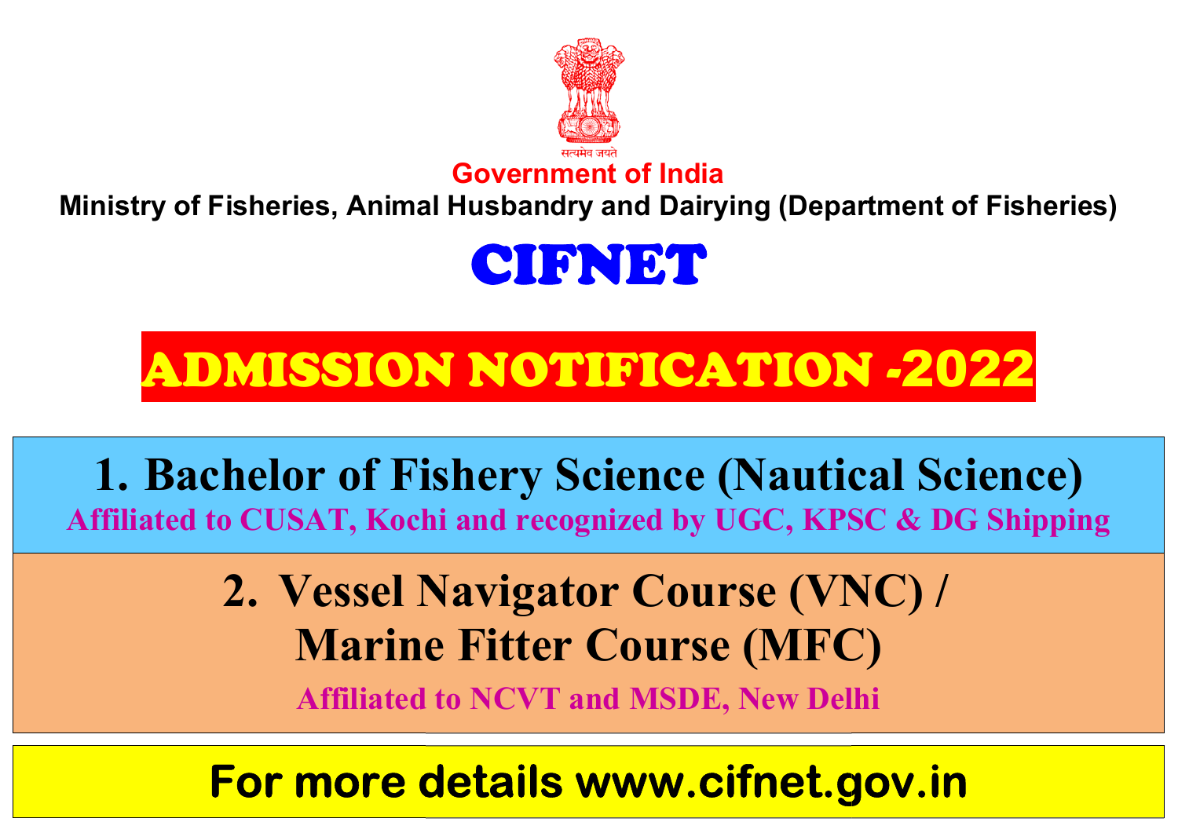सत्यमेव जयते

**Government of India**

**Ministry of Fisheries, Animal Husbandry and Dairying (Department of Fisheries)**

# CIFNET

# ADMISSION NOTIFICATION -2022

## 1. Bachelor of Fishery Science (Nautical Science)

**Affiliated to CUSAT, Kochi and recognized by UGC, KPSC & DG Shipping**

## 2. Vessel Navigator Course (VNC) / Marine Fitter Course (MFC)

**Affiliated to NCVT and MSDE, New Delhi**

**For more details www.cifnet.gov.in**